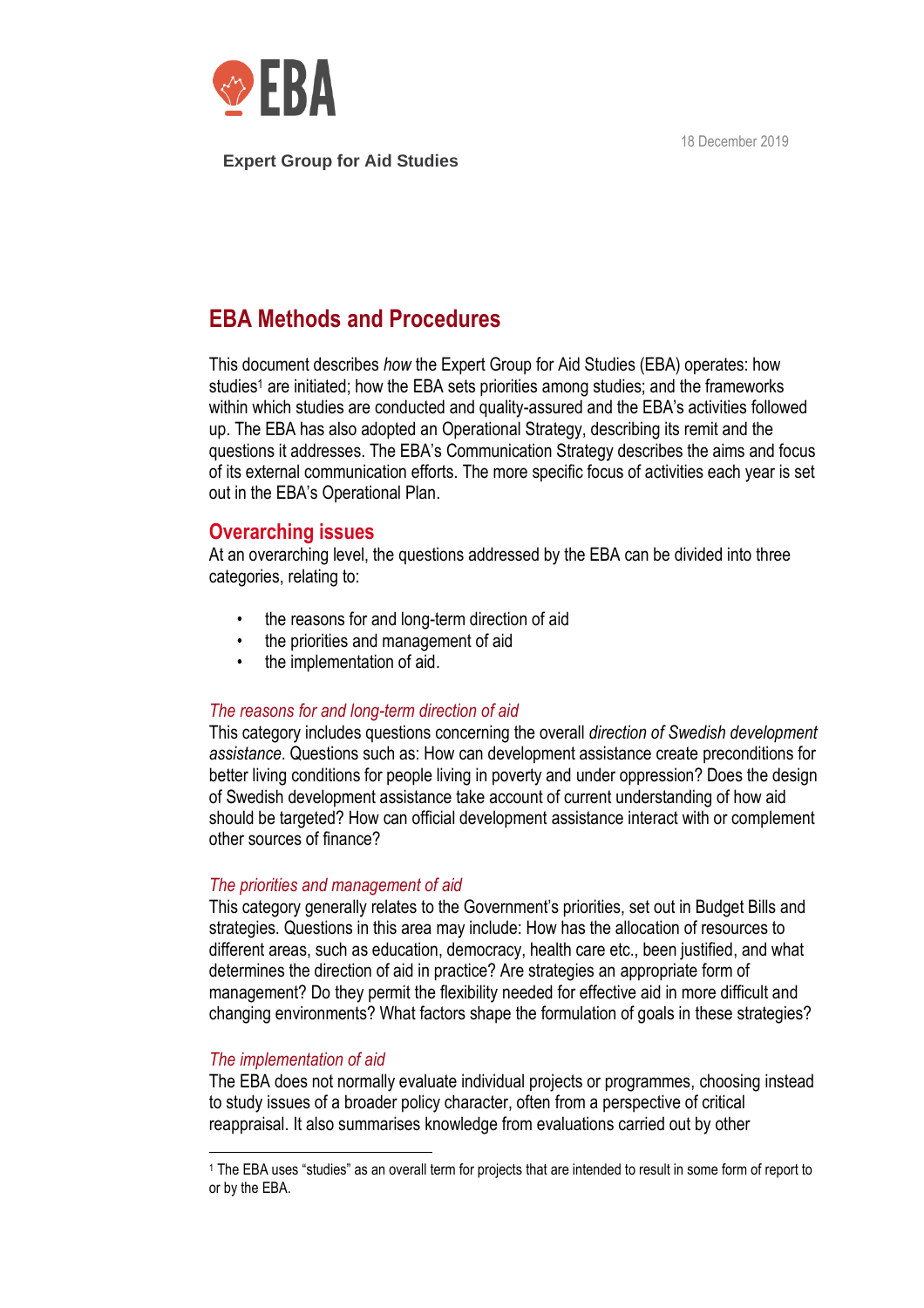EBA

**Expert Group for Aid Studies**

18 December 2019

# EBA Methods and Procedures

This document describes *how* the Expert Group for Aid Studies (EBA) operates: how studies[1] are initiated; how the EBA sets priorities among studies; and the frameworks within which studies are conducted and quality-assured and the EBA's activities followed up. The EBA has also adopted an Operational Strategy, describing its remit and the questions it addresses. The EBA's Communication Strategy describes the aims and focus of its external communication efforts. The more specific focus of activities each year is set out in the EBA's Operational Plan.

## Overarching issues

At an overarching level, the questions addressed by the EBA can be divided into three categories, relating to:

- the reasons for and long-term direction of aid
- the priorities and management of aid
- the implementation of aid.

### *The reasons for and long-term direction of aid*

This category includes questions concerning the overall *direction of Swedish development assistance*. Questions such as: How can development assistance create preconditions for better living conditions for people living in poverty and under oppression? Does the design of Swedish development assistance take account of current understanding of how aid should be targeted? How can official development assistance interact with or complement other sources of finance?

### *The priorities and management of aid*

This category generally relates to the Government's priorities, set out in Budget Bills and strategies. Questions in this area may include: How has the allocation of resources to different areas, such as education, democracy, health care etc., been justified, and what determines the direction of aid in practice? Are strategies an appropriate form of management? Do they permit the flexibility needed for effective aid in more difficult and changing environments? What factors shape the formulation of goals in these strategies?

### *The implementation of aid*

The EBA does not normally evaluate individual projects or programmes, choosing instead to study issues of a broader policy character, often from a perspective of critical reappraisal. It also summarises knowledge from evaluations carried out by other

[1] The EBA uses "studies" as an overall term for projects that are intended to result in some form of report to or by the EBA.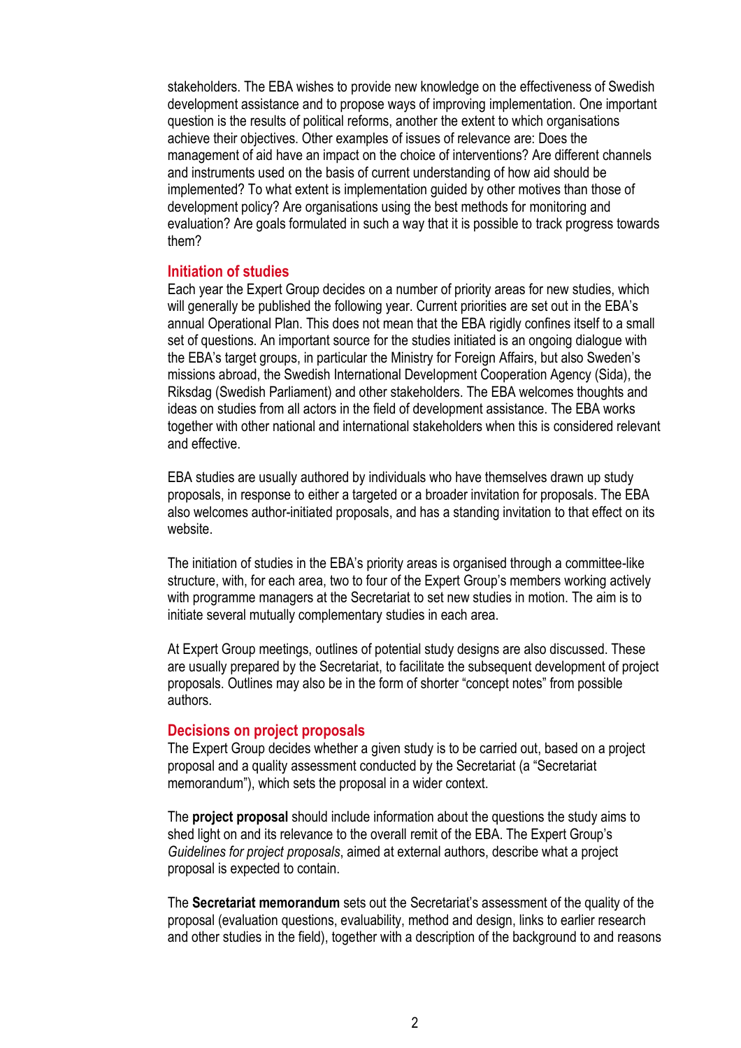stakeholders. The EBA wishes to provide new knowledge on the effectiveness of Swedish development assistance and to propose ways of improving implementation. One important question is the results of political reforms, another the extent to which organisations achieve their objectives. Other examples of issues of relevance are: Does the management of aid have an impact on the choice of interventions? Are different channels and instruments used on the basis of current understanding of how aid should be implemented? To what extent is implementation guided by other motives than those of development policy? Are organisations using the best methods for monitoring and evaluation? Are goals formulated in such a way that it is possible to track progress towards them?

## Initiation of studies

Each year the Expert Group decides on a number of priority areas for new studies, which will generally be published the following year. Current priorities are set out in the EBA's annual Operational Plan. This does not mean that the EBA rigidly confines itself to a small set of questions. An important source for the studies initiated is an ongoing dialogue with the EBA's target groups, in particular the Ministry for Foreign Affairs, but also Sweden's missions abroad, the Swedish International Development Cooperation Agency (Sida), the Riksdag (Swedish Parliament) and other stakeholders. The EBA welcomes thoughts and ideas on studies from all actors in the field of development assistance. The EBA works together with other national and international stakeholders when this is considered relevant and effective.

EBA studies are usually authored by individuals who have themselves drawn up study proposals, in response to either a targeted or a broader invitation for proposals. The EBA also welcomes author-initiated proposals, and has a standing invitation to that effect on its website.

The initiation of studies in the EBA's priority areas is organised through a committee-like structure, with, for each area, two to four of the Expert Group's members working actively with programme managers at the Secretariat to set new studies in motion. The aim is to initiate several mutually complementary studies in each area.

At Expert Group meetings, outlines of potential study designs are also discussed. These are usually prepared by the Secretariat, to facilitate the subsequent development of project proposals. Outlines may also be in the form of shorter "concept notes" from possible authors.

## Decisions on project proposals

The Expert Group decides whether a given study is to be carried out, based on a project proposal and a quality assessment conducted by the Secretariat (a "Secretariat memorandum"), which sets the proposal in a wider context.

The **project proposal** should include information about the questions the study aims to shed light on and its relevance to the overall remit of the EBA. The Expert Group's *Guidelines for project proposals*, aimed at external authors, describe what a project proposal is expected to contain.

The **Secretariat memorandum** sets out the Secretariat's assessment of the quality of the proposal (evaluation questions, evaluability, method and design, links to earlier research and other studies in the field), together with a description of the background to and reasons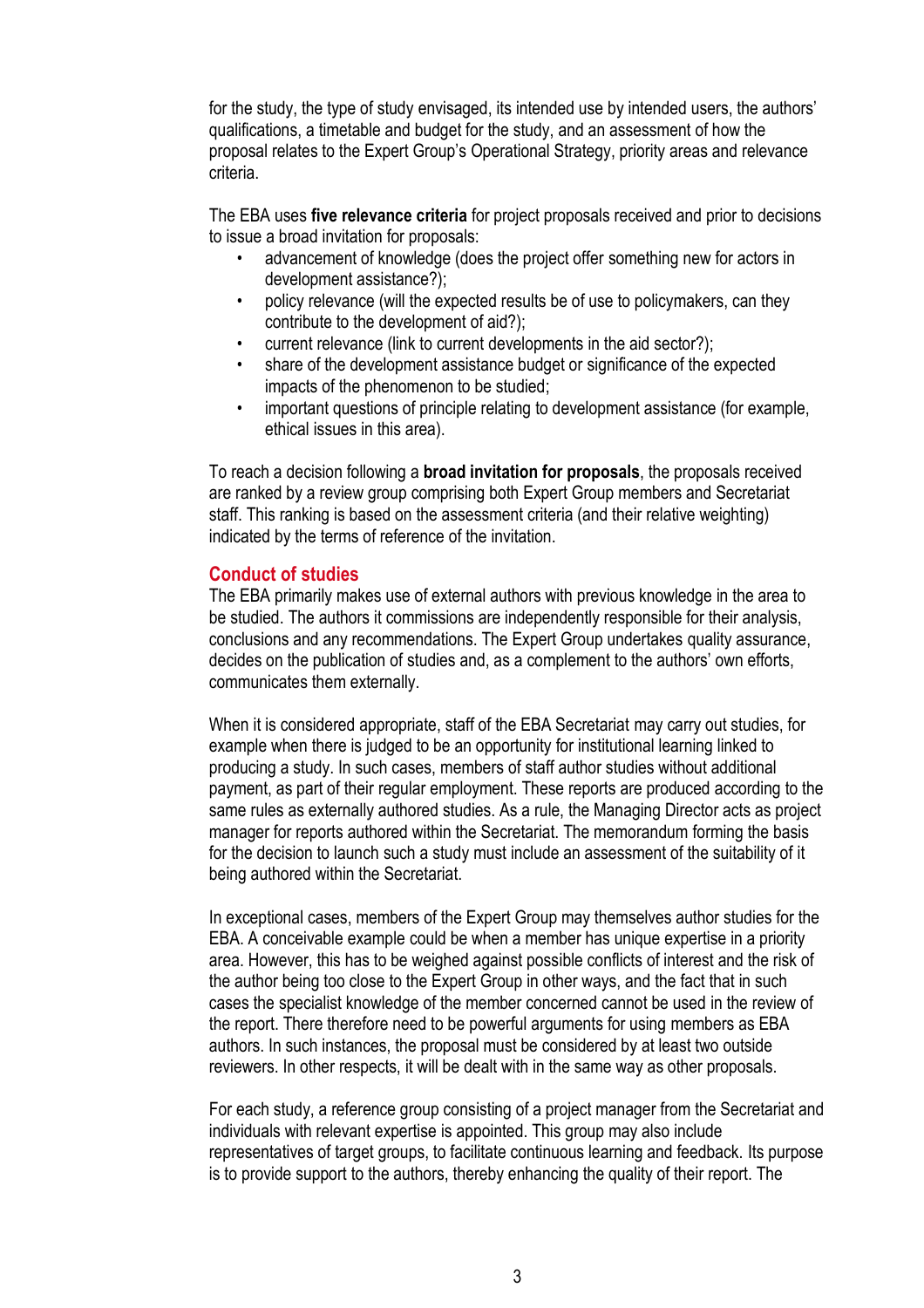for the study, the type of study envisaged, its intended use by intended users, the authors' qualifications, a timetable and budget for the study, and an assessment of how the proposal relates to the Expert Group's Operational Strategy, priority areas and relevance criteria.

The EBA uses **five relevance criteria** for project proposals received and prior to decisions to issue a broad invitation for proposals:

- advancement of knowledge (does the project offer something new for actors in development assistance?);
- policy relevance (will the expected results be of use to policymakers, can they contribute to the development of aid?);
- current relevance (link to current developments in the aid sector?);
- share of the development assistance budget or significance of the expected impacts of the phenomenon to be studied;
- important questions of principle relating to development assistance (for example, ethical issues in this area).

To reach a decision following a **broad invitation for proposals**, the proposals received are ranked by a review group comprising both Expert Group members and Secretariat staff. This ranking is based on the assessment criteria (and their relative weighting) indicated by the terms of reference of the invitation.

## Conduct of studies

The EBA primarily makes use of external authors with previous knowledge in the area to be studied. The authors it commissions are independently responsible for their analysis, conclusions and any recommendations. The Expert Group undertakes quality assurance, decides on the publication of studies and, as a complement to the authors' own efforts, communicates them externally.

When it is considered appropriate, staff of the EBA Secretariat may carry out studies, for example when there is judged to be an opportunity for institutional learning linked to producing a study. In such cases, members of staff author studies without additional payment, as part of their regular employment. These reports are produced according to the same rules as externally authored studies. As a rule, the Managing Director acts as project manager for reports authored within the Secretariat. The memorandum forming the basis for the decision to launch such a study must include an assessment of the suitability of it being authored within the Secretariat.

In exceptional cases, members of the Expert Group may themselves author studies for the EBA. A conceivable example could be when a member has unique expertise in a priority area. However, this has to be weighed against possible conflicts of interest and the risk of the author being too close to the Expert Group in other ways, and the fact that in such cases the specialist knowledge of the member concerned cannot be used in the review of the report. There therefore need to be powerful arguments for using members as EBA authors. In such instances, the proposal must be considered by at least two outside reviewers. In other respects, it will be dealt with in the same way as other proposals.

For each study, a reference group consisting of a project manager from the Secretariat and individuals with relevant expertise is appointed. This group may also include representatives of target groups, to facilitate continuous learning and feedback. Its purpose is to provide support to the authors, thereby enhancing the quality of their report. The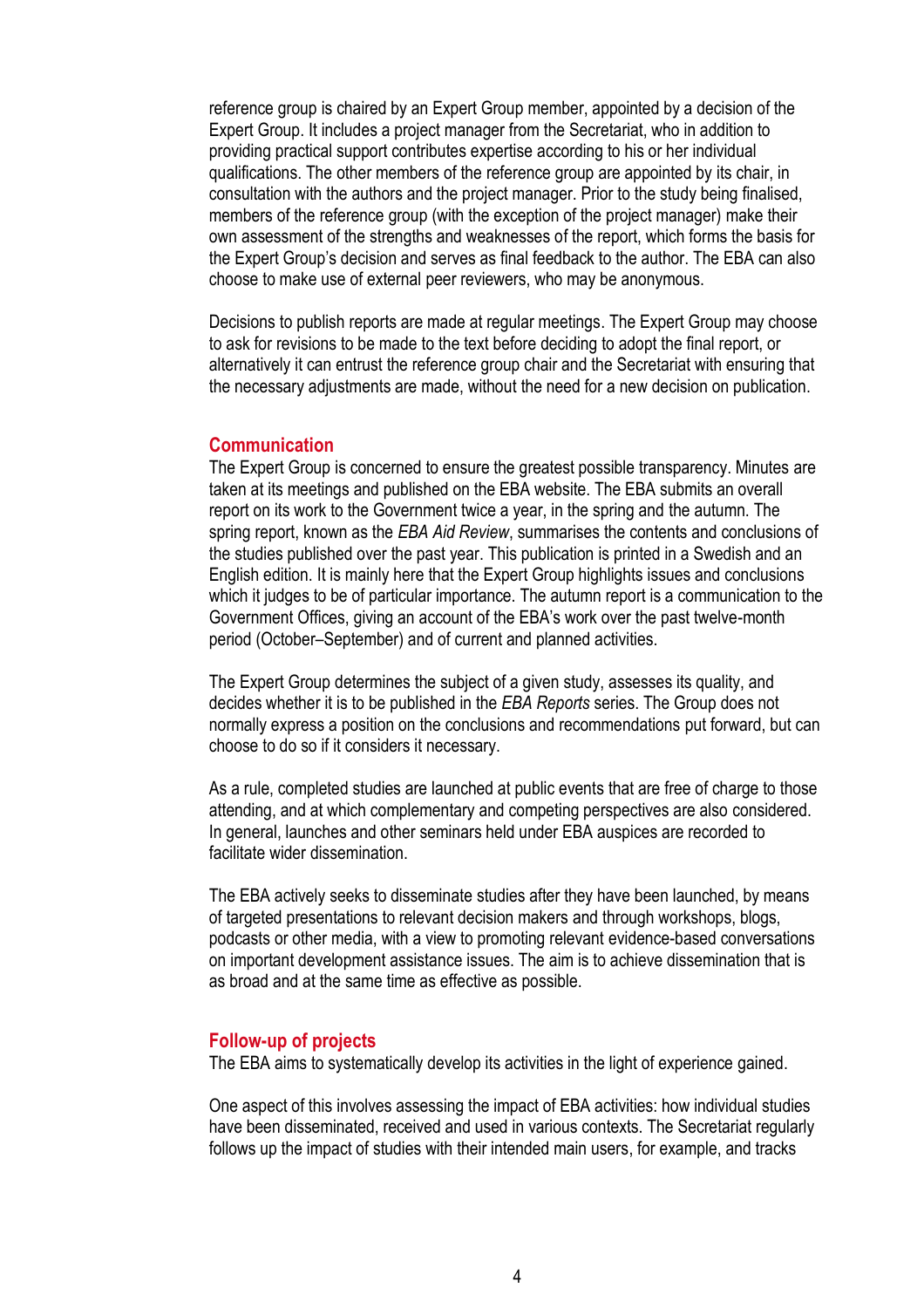reference group is chaired by an Expert Group member, appointed by a decision of the Expert Group. It includes a project manager from the Secretariat, who in addition to providing practical support contributes expertise according to his or her individual qualifications. The other members of the reference group are appointed by its chair, in consultation with the authors and the project manager. Prior to the study being finalised, members of the reference group (with the exception of the project manager) make their own assessment of the strengths and weaknesses of the report, which forms the basis for the Expert Group's decision and serves as final feedback to the author. The EBA can also choose to make use of external peer reviewers, who may be anonymous.

Decisions to publish reports are made at regular meetings. The Expert Group may choose to ask for revisions to be made to the text before deciding to adopt the final report, or alternatively it can entrust the reference group chair and the Secretariat with ensuring that the necessary adjustments are made, without the need for a new decision on publication.

## Communication

The Expert Group is concerned to ensure the greatest possible transparency. Minutes are taken at its meetings and published on the EBA website. The EBA submits an overall report on its work to the Government twice a year, in the spring and the autumn. The spring report, known as the *EBA Aid Review*, summarises the contents and conclusions of the studies published over the past year. This publication is printed in a Swedish and an English edition. It is mainly here that the Expert Group highlights issues and conclusions which it judges to be of particular importance. The autumn report is a communication to the Government Offices, giving an account of the EBA's work over the past twelve-month period (October–September) and of current and planned activities.

The Expert Group determines the subject of a given study, assesses its quality, and decides whether it is to be published in the *EBA Reports* series. The Group does not normally express a position on the conclusions and recommendations put forward, but can choose to do so if it considers it necessary.

As a rule, completed studies are launched at public events that are free of charge to those attending, and at which complementary and competing perspectives are also considered. In general, launches and other seminars held under EBA auspices are recorded to facilitate wider dissemination.

The EBA actively seeks to disseminate studies after they have been launched, by means of targeted presentations to relevant decision makers and through workshops, blogs, podcasts or other media, with a view to promoting relevant evidence-based conversations on important development assistance issues. The aim is to achieve dissemination that is as broad and at the same time as effective as possible.

## Follow-up of projects

The EBA aims to systematically develop its activities in the light of experience gained.

One aspect of this involves assessing the impact of EBA activities: how individual studies have been disseminated, received and used in various contexts. The Secretariat regularly follows up the impact of studies with their intended main users, for example, and tracks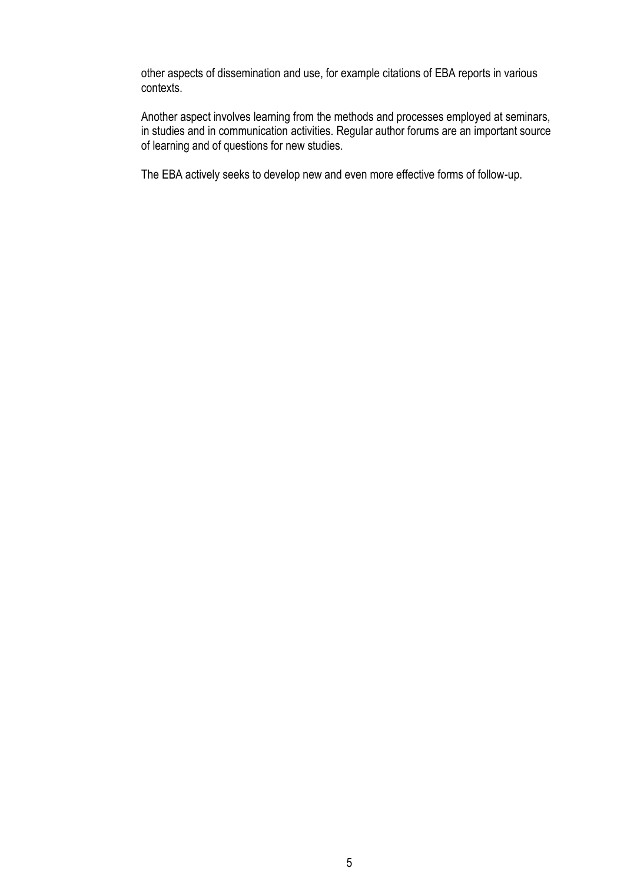other aspects of dissemination and use, for example citations of EBA reports in various contexts.

Another aspect involves learning from the methods and processes employed at seminars, in studies and in communication activities. Regular author forums are an important source of learning and of questions for new studies.

The EBA actively seeks to develop new and even more effective forms of follow-up.